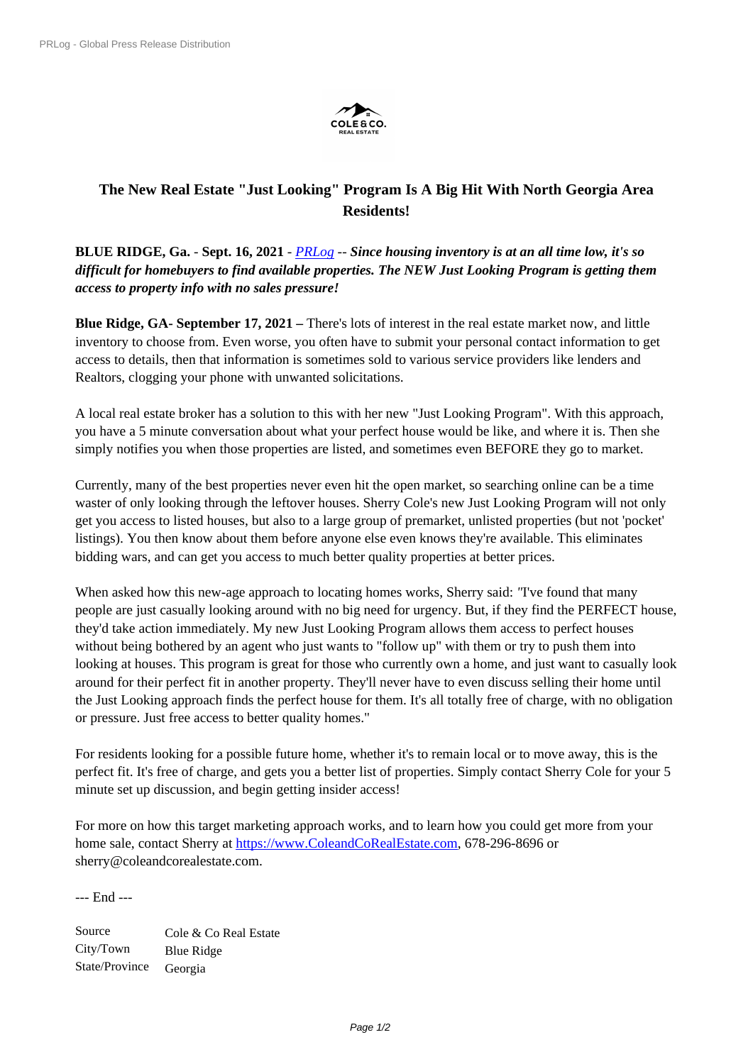# The New Real Estate "Just Looking" Program Is A Big Hit With North Georgia Area Residents!

**BLUE RIDGE, Ga.** - **Sept. 16, 2021** - *PRLog* -- ***Since housing inventory is at an all time low, it's so difficult for homebuyers to find available properties. The NEW Just Looking Program is getting them access to property info with no sales pressure!***

**Blue Ridge, GA- September 17, 2021 –** There's lots of interest in the real estate market now, and little inventory to choose from. Even worse, you often have to submit your personal contact information to get access to details, then that information is sometimes sold to various service providers like lenders and Realtors, clogging your phone with unwanted solicitations.

A local real estate broker has a solution to this with her new "Just Looking Program". With this approach, you have a 5 minute conversation about what your perfect house would be like, and where it is. Then she simply notifies you when those properties are listed, and sometimes even BEFORE they go to market.

Currently, many of the best properties never even hit the open market, so searching online can be a time waster of only looking through the leftover houses. Sherry Cole's new Just Looking Program will not only get you access to listed houses, but also to a large group of premarket, unlisted properties (but not 'pocket' listings). You then know about them before anyone else even knows they're available. This eliminates bidding wars, and can get you access to much better quality properties at better prices.

When asked how this new-age approach to locating homes works, Sherry said: "I've found that many people are just casually looking around with no big need for urgency. But, if they find the PERFECT house, they'd take action immediately. My new Just Looking Program allows them access to perfect houses without being bothered by an agent who just wants to "follow up" with them or try to push them into looking at houses. This program is great for those who currently own a home, and just want to casually look around for their perfect fit in another property. They'll never have to even discuss selling their home until the Just Looking approach finds the perfect house for them. It's all totally free of charge, with no obligation or pressure. Just free access to better quality homes."

For residents looking for a possible future home, whether it's to remain local or to move away, this is the perfect fit. It's free of charge, and gets you a better list of properties. Simply contact Sherry Cole for your 5 minute set up discussion, and begin getting insider access!

For more on how this target marketing approach works, and to learn how you could get more from your home sale, contact Sherry at https://www.ColeandCoRealEstate.com, 678-296-8696 or sherry@coleandcorealestate.com.

--- End ---

| | |
|---|---|
| Source | Cole & Co Real Estate |
| City/Town | Blue Ridge |
| State/Province | Georgia |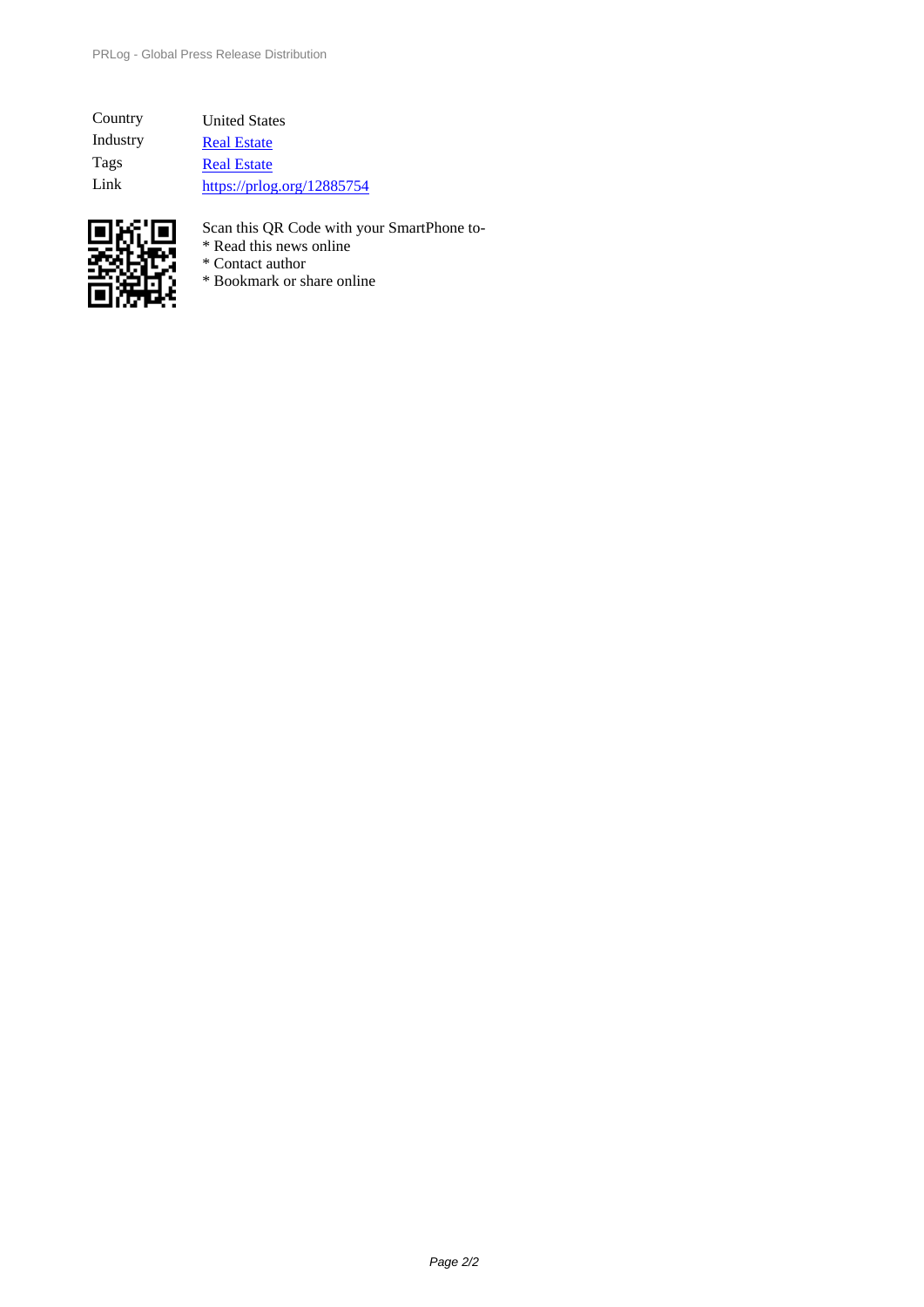| | |
|---|---|
| Country | United States |
| Industry | [Real Estate](https://prlog.org) |
| Tags | [Real Estate](https://prlog.org) |
| Link | [https://prlog.org/12885754](https://prlog.org/12885754) |

Scan this QR Code with your SmartPhone to-
* Read this news online
* Contact author
* Bookmark or share online